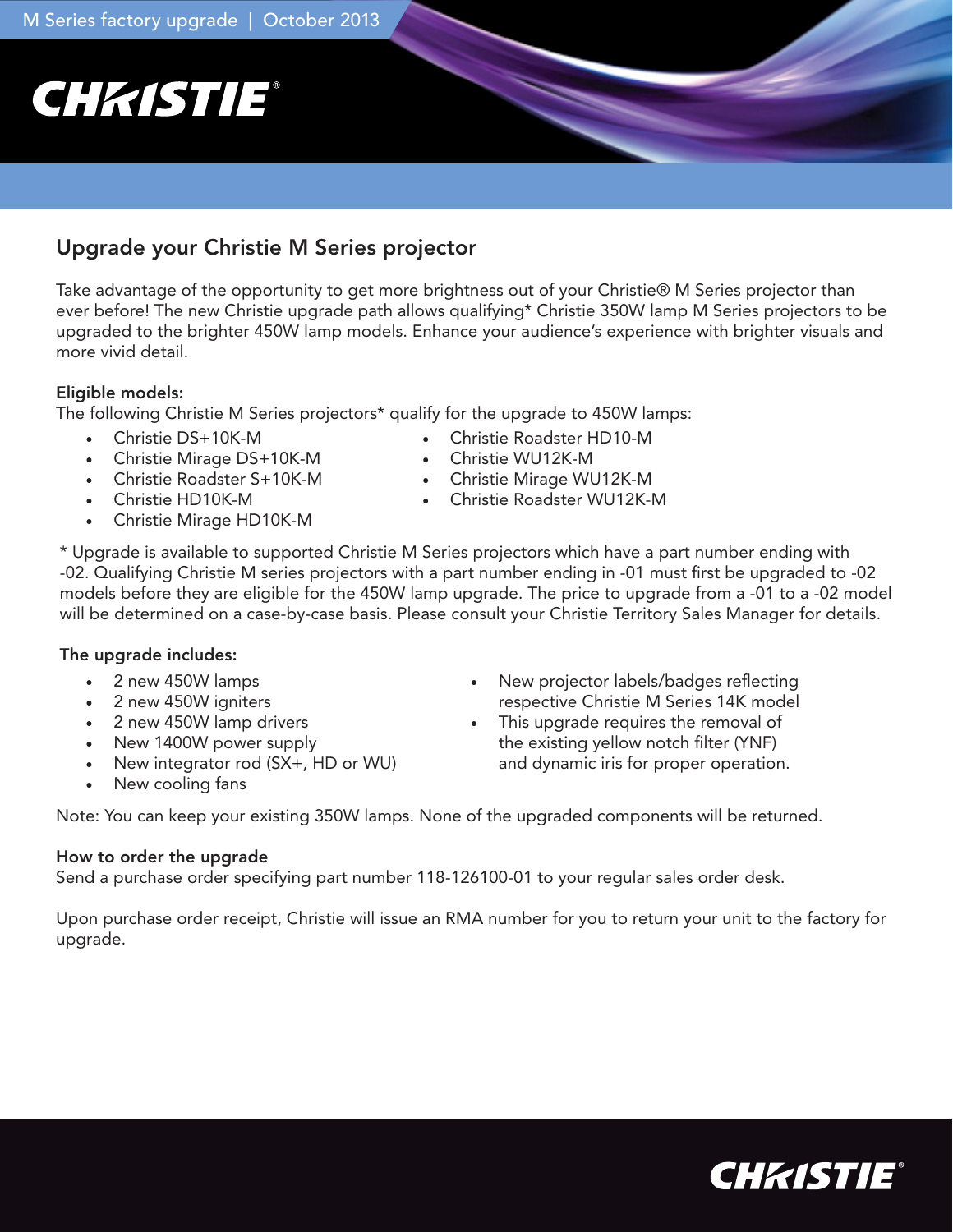M Series factory upgrade | October 2013

CHRISTIE®

## Upgrade your Christie M Series projector

Take advantage of the opportunity to get more brightness out of your Christie® M Series projector than ever before! The new Christie upgrade path allows qualifying* Christie 350W lamp M Series projectors to be upgraded to the brighter 450W lamp models. Enhance your audience's experience with brighter visuals and more vivid detail.

**Eligible models:**

The following Christie M Series projectors* qualify for the upgrade to 450W lamps:

- Christie DS+10K-M
- Christie Mirage DS+10K-M
- Christie Roadster S+10K-M
- Christie HD10K-M
- Christie Mirage HD10K-M
- Christie Roadster HD10-M
- Christie WU12K-M
- Christie Mirage WU12K-M
- Christie Roadster WU12K-M

* Upgrade is available to supported Christie M Series projectors which have a part number ending with -02. Qualifying Christie M series projectors with a part number ending in -01 must first be upgraded to -02 models before they are eligible for the 450W lamp upgrade. The price to upgrade from a -01 to a -02 model will be determined on a case-by-case basis. Please consult your Christie Territory Sales Manager for details.

**The upgrade includes:**

- 2 new 450W lamps
- 2 new 450W igniters
- 2 new 450W lamp drivers
- New 1400W power supply
- New integrator rod (SX+, HD or WU)
- New cooling fans
- New projector labels/badges reflecting respective Christie M Series 14K model
- This upgrade requires the removal of the existing yellow notch filter (YNF) and dynamic iris for proper operation.

Note: You can keep your existing 350W lamps. None of the upgraded components will be returned.

**How to order the upgrade**

Send a purchase order specifying part number 118-126100-01 to your regular sales order desk.

Upon purchase order receipt, Christie will issue an RMA number for you to return your unit to the factory for upgrade.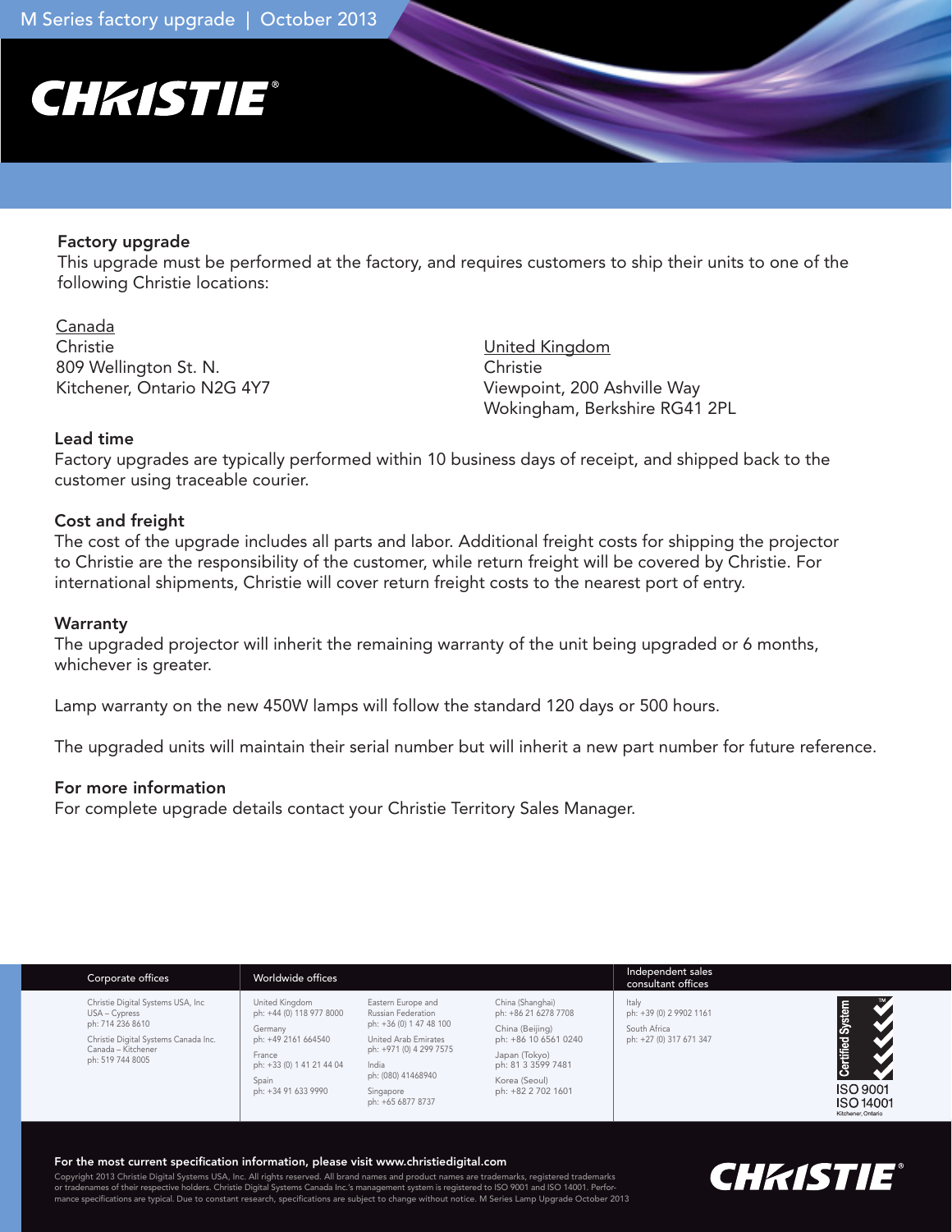### Factory upgrade

This upgrade must be performed at the factory, and requires customers to ship their units to one of the following Christie locations:

Canada
Christie
809 Wellington St. N.
Kitchener, Ontario N2G 4Y7

United Kingdom
Christie
Viewpoint, 200 Ashville Way
Wokingham, Berkshire RG41 2PL

### Lead time

Factory upgrades are typically performed within 10 business days of receipt, and shipped back to the customer using traceable courier.

### Cost and freight

The cost of the upgrade includes all parts and labor. Additional freight costs for shipping the projector to Christie are the responsibility of the customer, while return freight will be covered by Christie. For international shipments, Christie will cover return freight costs to the nearest port of entry.

### Warranty

The upgraded projector will inherit the remaining warranty of the unit being upgraded or 6 months, whichever is greater.

Lamp warranty on the new 450W lamps will follow the standard 120 days or 500 hours.

The upgraded units will maintain their serial number but will inherit a new part number for future reference.

### For more information

For complete upgrade details contact your Christie Territory Sales Manager.

**Corporate offices**

Christie Digital Systems USA, Inc
USA – Cypress
ph: 714 236 8610

Christie Digital Systems Canada Inc.
Canada – Kitchener
ph: 519 744 8005

**Worldwide offices**

United Kingdom
ph: +44 (0) 118 977 8000

Germany
ph: +49 2161 664540

France
ph: +33 (0) 1 41 21 44 04

Spain
ph: +34 91 633 9990

Eastern Europe and Russian Federation
ph: +36 (0) 1 47 48 100

United Arab Emirates
ph: +971 (0) 4 299 7575

India
ph: (080) 41468940

Singapore
ph: +65 6877 8737

China (Shanghai)
ph: +86 21 6278 7708

China (Beijing)
ph: +86 10 6561 0240

Japan (Tokyo)
ph: 81 3 3599 7481

Korea (Seoul)
ph: +82 2 702 1601

**Independent sales consultant offices**

Italy
ph: +39 (0) 2 9902 1161

South Africa
ph: +27 (0) 317 671 347

Certified System
ISO 9001
ISO 14001
Kitchener, Ontario

**For the most current specification information, please visit www.christiedigital.com**

Copyright 2013 Christie Digital Systems USA, Inc. All rights reserved. All brand names and product names are trademarks, registered trademarks or tradenames of their respective holders. Christie Digital Systems Canada Inc.'s management system is registered to ISO 9001 and ISO 14001. Performance specifications are typical. Due to constant research, specifications are subject to change without notice. M Series Lamp Upgrade October 2013